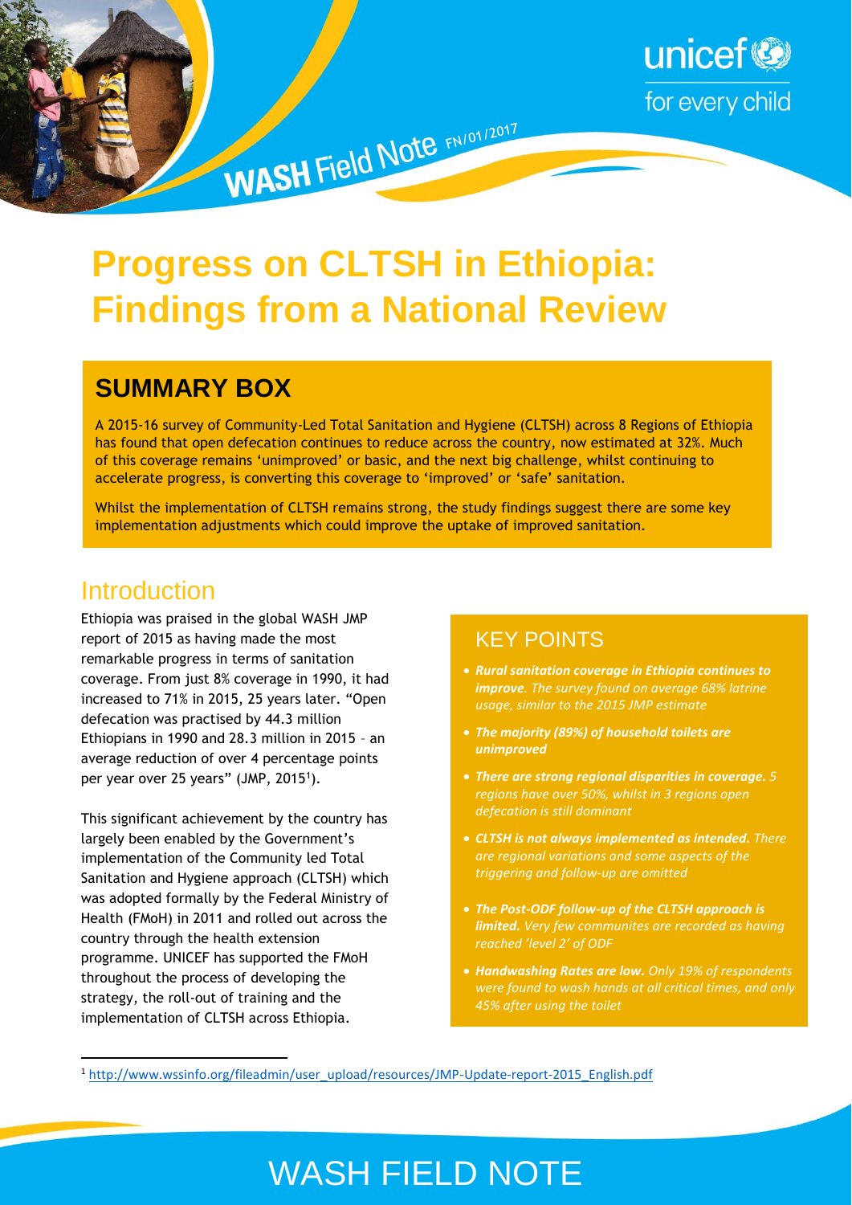WASH Field Note FN/01/2017

# Progress on CLTSH in Ethiopia: Findings from a National Review

## SUMMARY BOX

A 2015-16 survey of Community-Led Total Sanitation and Hygiene (CLTSH) across 8 Regions of Ethiopia has found that open defecation continues to reduce across the country, now estimated at 32%. Much of this coverage remains 'unimproved' or basic, and the next big challenge, whilst continuing to accelerate progress, is converting this coverage to 'improved' or 'safe' sanitation.

Whilst the implementation of CLTSH remains strong, the study findings suggest there are some key implementation adjustments which could improve the uptake of improved sanitation.

## Introduction

Ethiopia was praised in the global WASH JMP report of 2015 as having made the most remarkable progress in terms of sanitation coverage. From just 8% coverage in 1990, it had increased to 71% in 2015, 25 years later. "Open defecation was practised by 44.3 million Ethiopians in 1990 and 28.3 million in 2015 – an average reduction of over 4 percentage points per year over 25 years" (JMP, 2015[1]).

This significant achievement by the country has largely been enabled by the Government's implementation of the Community led Total Sanitation and Hygiene approach (CLTSH) which was adopted formally by the Federal Ministry of Health (FMoH) in 2011 and rolled out across the country through the health extension programme. UNICEF has supported the FMoH throughout the process of developing the strategy, the roll-out of training and the implementation of CLTSH across Ethiopia.

### KEY POINTS

- ***Rural sanitation coverage in Ethiopia continues to improve****. The survey found on average 68% latrine usage, similar to the 2015 JMP estimate*
- ***The majority (89%) of household toilets are unimproved***
- ***There are strong regional disparities in coverage.*** *5 regions have over 50%, whilst in 3 regions open defecation is still dominant*
- ***CLTSH is not always implemented as intended.*** *There are regional variations and some aspects of the triggering and follow-up are omitted*
- ***The Post-ODF follow-up of the CLTSH approach is limited.*** *Very few communites are recorded as having reached 'level 2' of ODF*
- ***Handwashing Rates are low.*** *Only 19% of respondents were found to wash hands at all critical times, and only 45% after using the toilet*

[1] http://www.wssinfo.org/fileadmin/user_upload/resources/JMP-Update-report-2015_English.pdf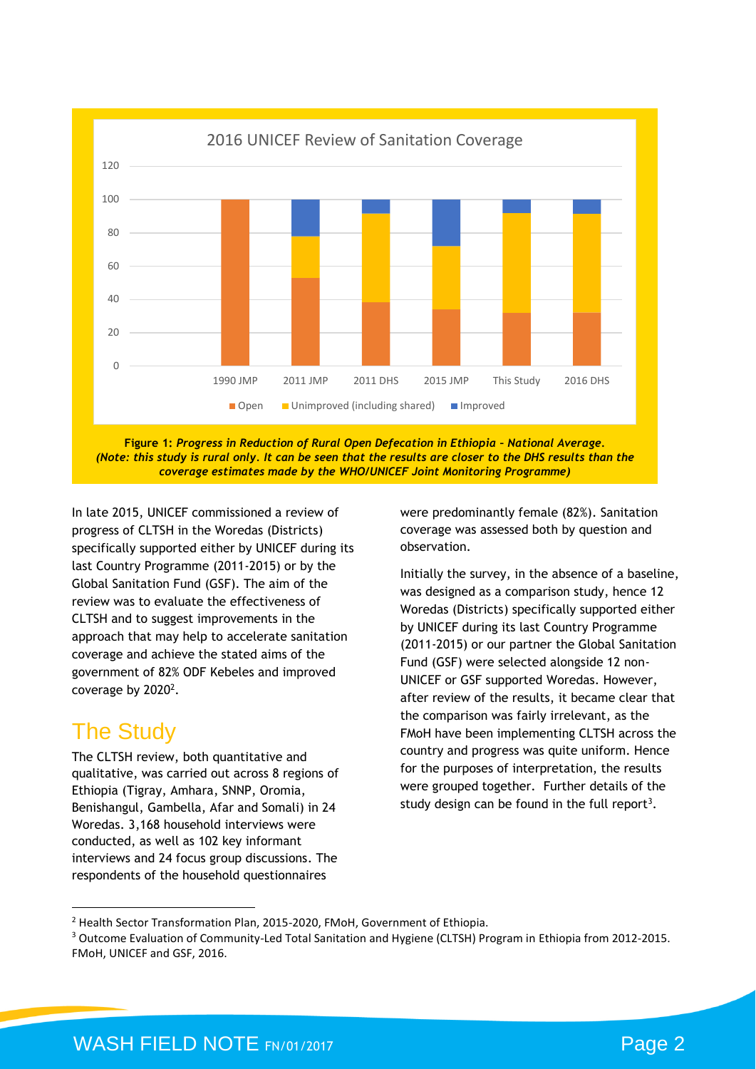Figure 1: *Progress in Reduction of Rural Open Defecation in Ethiopia - National Average. (Note: this study is rural only. It can be seen that the results are closer to the DHS results than the coverage estimates made by the WHO/UNICEF Joint Monitoring Programme)*

In late 2015, UNICEF commissioned a review of progress of CLTSH in the Woredas (Districts) specifically supported either by UNICEF during its last Country Programme (2011-2015) or by the Global Sanitation Fund (GSF). The aim of the review was to evaluate the effectiveness of CLTSH and to suggest improvements in the approach that may help to accelerate sanitation coverage and achieve the stated aims of the government of 82% ODF Kebeles and improved coverage by 2020[2].

## The Study

The CLTSH review, both quantitative and qualitative, was carried out across 8 regions of Ethiopia (Tigray, Amhara, SNNP, Oromia, Benishangul, Gambella, Afar and Somali) in 24 Woredas. 3,168 household interviews were conducted, as well as 102 key informant interviews and 24 focus group discussions. The respondents of the household questionnaires were predominantly female (82%). Sanitation coverage was assessed both by question and observation.

Initially the survey, in the absence of a baseline, was designed as a comparison study, hence 12 Woredas (Districts) specifically supported either by UNICEF during its last Country Programme (2011-2015) or our partner the Global Sanitation Fund (GSF) were selected alongside 12 non-UNICEF or GSF supported Woredas. However, after review of the results, it became clear that the comparison was fairly irrelevant, as the FMoH have been implementing CLTSH across the country and progress was quite uniform. Hence for the purposes of interpretation, the results were grouped together. Further details of the study design can be found in the full report[3].

---

[2] Health Sector Transformation Plan, 2015-2020, FMoH, Government of Ethiopia.

[3] Outcome Evaluation of Community-Led Total Sanitation and Hygiene (CLTSH) Program in Ethiopia from 2012-2015. FMoH, UNICEF and GSF, 2016.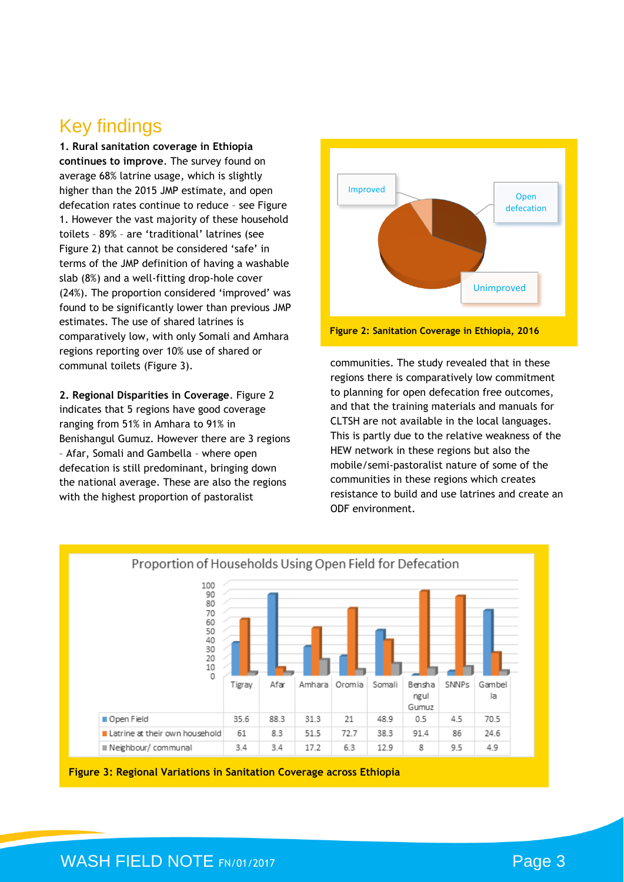## Key findings

**1. Rural sanitation coverage in Ethiopia continues to improve**. The survey found on average 68% latrine usage, which is slightly higher than the 2015 JMP estimate, and open defecation rates continue to reduce – see Figure 1. However the vast majority of these household toilets – 89% – are 'traditional' latrines (see Figure 2) that cannot be considered 'safe' in terms of the JMP definition of having a washable slab (8%) and a well-fitting drop-hole cover (24%). The proportion considered 'improved' was found to be significantly lower than previous JMP estimates. The use of shared latrines is comparatively low, with only Somali and Amhara regions reporting over 10% use of shared or communal toilets (Figure 3).

**2. Regional Disparities in Coverage**. Figure 2 indicates that 5 regions have good coverage ranging from 51% in Amhara to 91% in Benishangul Gumuz. However there are 3 regions – Afar, Somali and Gambella – where open defecation is still predominant, bringing down the national average. These are also the regions with the highest proportion of pastoralist communities. The study revealed that in these regions there is comparatively low commitment to planning for open defecation free outcomes, and that the training materials and manuals for CLTSH are not available in the local languages. This is partly due to the relative weakness of the HEW network in these regions but also the mobile/semi-pastoralist nature of some of the communities in these regions which creates resistance to build and use latrines and create an ODF environment.

Improved / Open defecation / Unimproved

**Figure 2: Sanitation Coverage in Ethiopia, 2016**

Proportion of Households Using Open Field for Defecation

| | Tigray | Afar | Amhara | Oromia | Somali | Benshangul Gumuz | SNNPs | Gambella |
|---|---|---|---|---|---|---|---|---|
| Open Field | 35.6 | 88.3 | 31.3 | 21 | 48.9 | 0.5 | 4.5 | 70.5 |
| Latrine at their own household | 61 | 8.3 | 51.5 | 72.7 | 38.3 | 91.4 | 86 | 24.6 |
| Neighbour/ communal | 3.4 | 3.4 | 17.2 | 6.3 | 12.9 | 8 | 9.5 | 4.9 |

**Figure 3: Regional Variations in Sanitation Coverage across Ethiopia**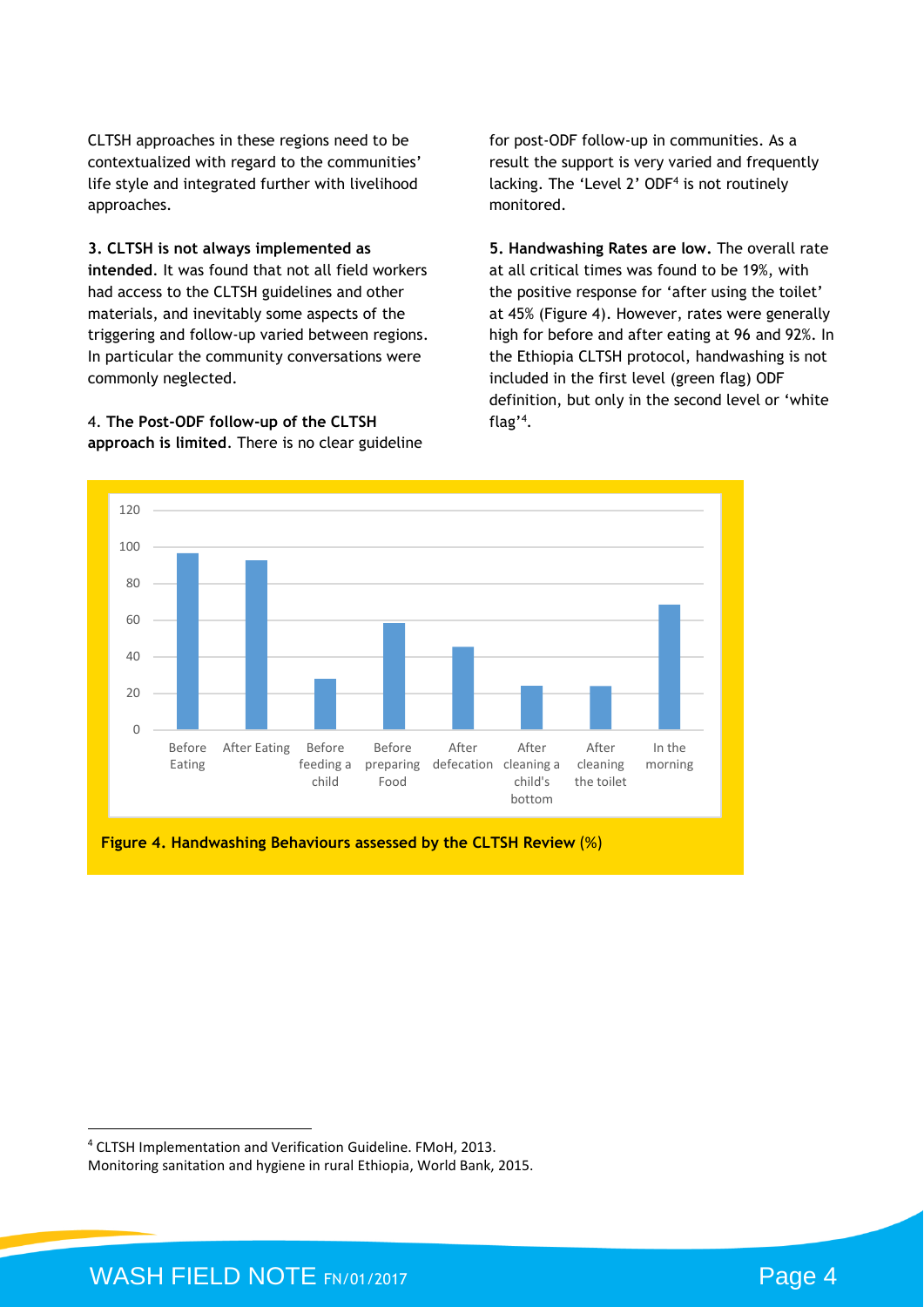CLTSH approaches in these regions need to be contextualized with regard to the communities' life style and integrated further with livelihood approaches.

**3. CLTSH is not always implemented as intended**. It was found that not all field workers had access to the CLTSH guidelines and other materials, and inevitably some aspects of the triggering and follow-up varied between regions. In particular the community conversations were commonly neglected.

4. **The Post-ODF follow-up of the CLTSH approach is limited**. There is no clear guideline for post-ODF follow-up in communities. As a result the support is very varied and frequently lacking. The 'Level 2' ODF[4] is not routinely monitored.

**5. Handwashing Rates are low.** The overall rate at all critical times was found to be 19%, with the positive response for 'after using the toilet' at 45% (Figure 4). However, rates were generally high for before and after eating at 96 and 92%. In the Ethiopia CLTSH protocol, handwashing is not included in the first level (green flag) ODF definition, but only in the second level or 'white flag'[4].

**Figure 4. Handwashing Behaviours assessed by the CLTSH Review** (%)

[4] CLTSH Implementation and Verification Guideline. FMoH, 2013.
Monitoring sanitation and hygiene in rural Ethiopia, World Bank, 2015.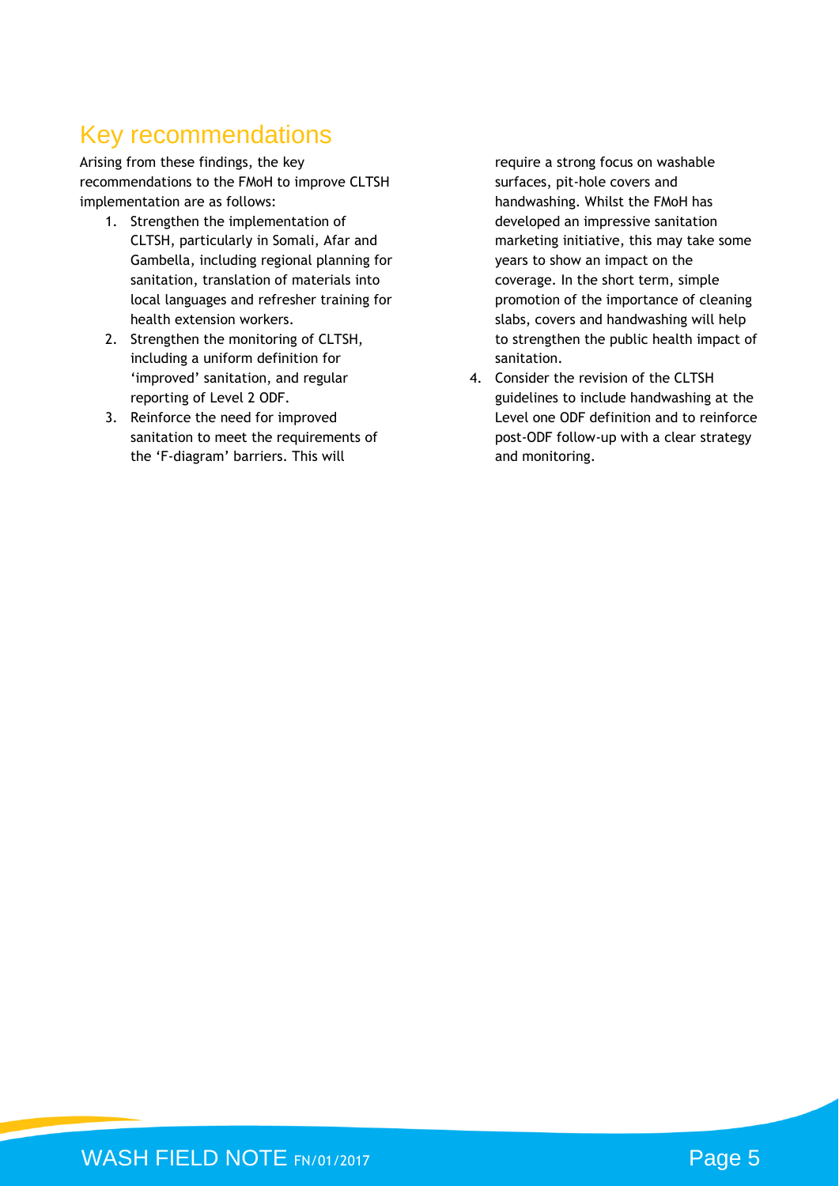## Key recommendations

Arising from these findings, the key recommendations to the FMoH to improve CLTSH implementation are as follows:

1. Strengthen the implementation of CLTSH, particularly in Somali, Afar and Gambella, including regional planning for sanitation, translation of materials into local languages and refresher training for health extension workers.
2. Strengthen the monitoring of CLTSH, including a uniform definition for 'improved' sanitation, and regular reporting of Level 2 ODF.
3. Reinforce the need for improved sanitation to meet the requirements of the 'F-diagram' barriers. This will require a strong focus on washable surfaces, pit-hole covers and handwashing. Whilst the FMoH has developed an impressive sanitation marketing initiative, this may take some years to show an impact on the coverage. In the short term, simple promotion of the importance of cleaning slabs, covers and handwashing will help to strengthen the public health impact of sanitation.
4. Consider the revision of the CLTSH guidelines to include handwashing at the Level one ODF definition and to reinforce post-ODF follow-up with a clear strategy and monitoring.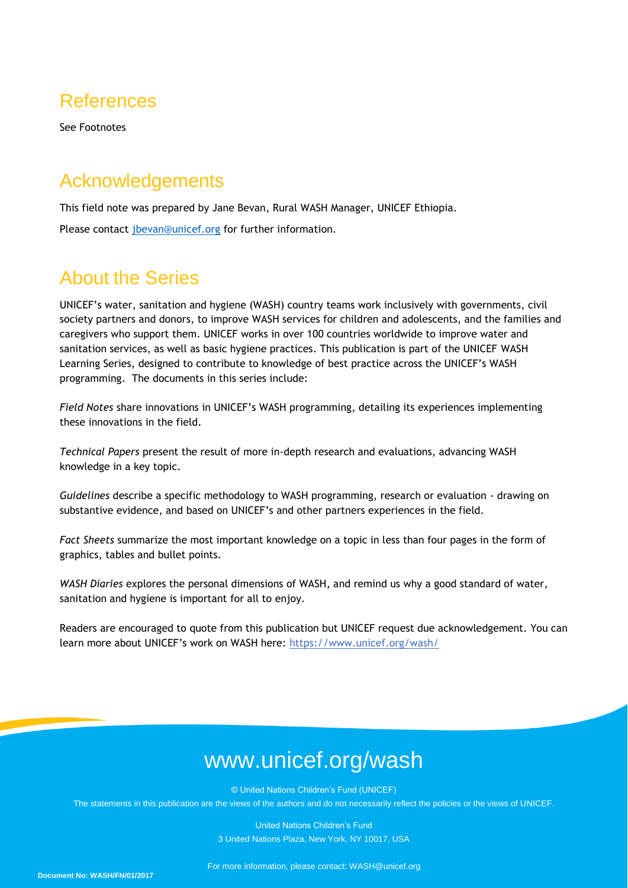## References

See Footnotes

## Acknowledgements

This field note was prepared by Jane Bevan, Rural WASH Manager, UNICEF Ethiopia.

Please contact jbevan@unicef.org for further information.

## About the Series

UNICEF's water, sanitation and hygiene (WASH) country teams work inclusively with governments, civil society partners and donors, to improve WASH services for children and adolescents, and the families and caregivers who support them. UNICEF works in over 100 countries worldwide to improve water and sanitation services, as well as basic hygiene practices. This publication is part of the UNICEF WASH Learning Series, designed to contribute to knowledge of best practice across the UNICEF's WASH programming. The documents in this series include:

*Field Notes* share innovations in UNICEF's WASH programming, detailing its experiences implementing these innovations in the field.

*Technical Papers* present the result of more in-depth research and evaluations, advancing WASH knowledge in a key topic.

*Guidelines* describe a specific methodology to WASH programming, research or evaluation - drawing on substantive evidence, and based on UNICEF's and other partners experiences in the field.

*Fact Sheets* summarize the most important knowledge on a topic in less than four pages in the form of graphics, tables and bullet points.

*WASH Diaries* explores the personal dimensions of WASH, and remind us why a good standard of water, sanitation and hygiene is important for all to enjoy.

Readers are encouraged to quote from this publication but UNICEF request due acknowledgement. You can learn more about UNICEF's work on WASH here: https://www.unicef.org/wash/

# www.unicef.org/wash

© United Nations Children's Fund (UNICEF)

The statements in this publication are the views of the authors and do not necessarily reflect the policies or the views of UNICEF.

United Nations Children's Fund
3 United Nations Plaza, New York, NY 10017, USA

For more information, please contact: WASH@unicef.org

**Document No: WASH/FN/01/2017**